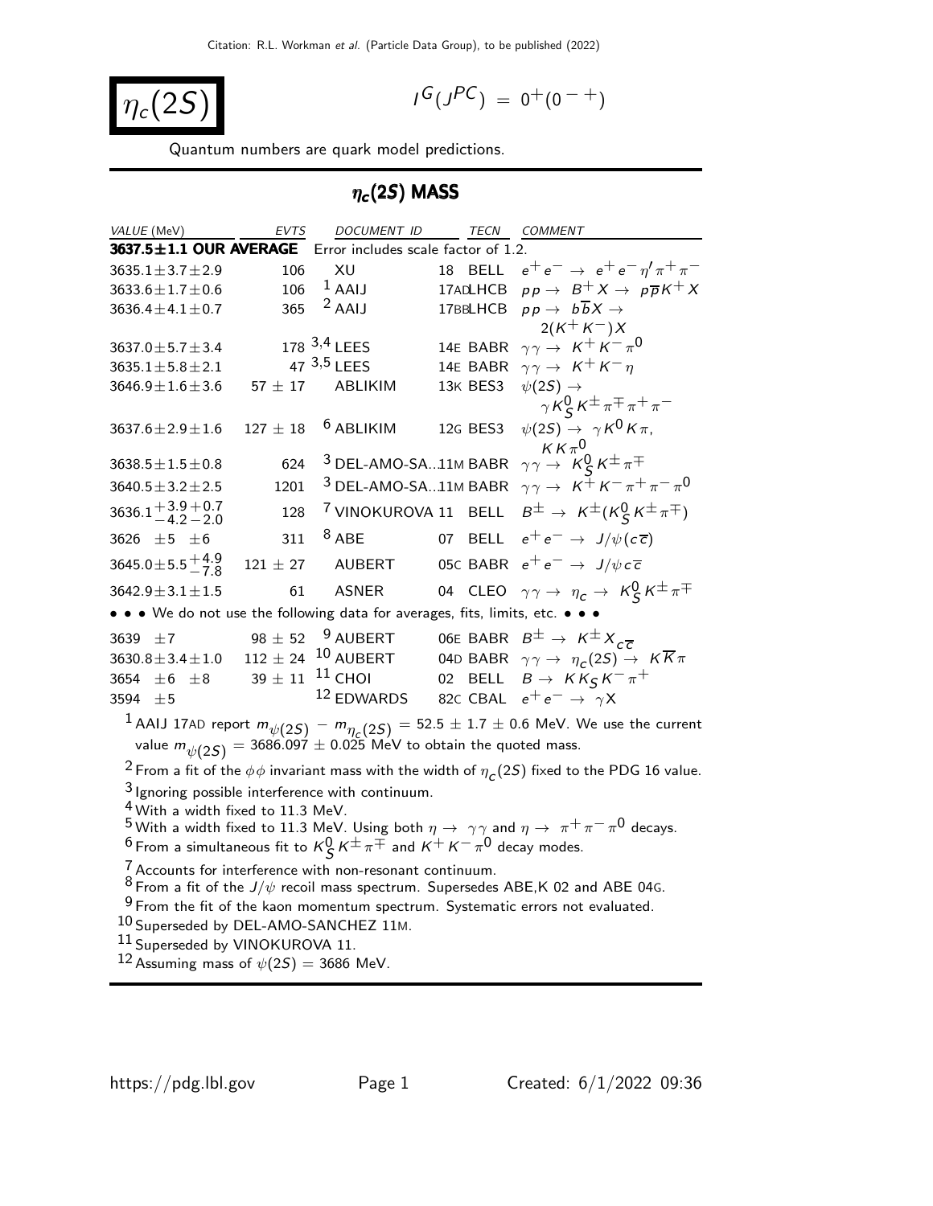# $\eta_c(2S)$

$I^G(J^{PC}) = 0^+(0^{-+})$

Quantum numbers are quark model predictions.

## $\eta_c(2S)$ MASS

| VALUE (MeV) | EVTS | DOCUMENT ID | | TECN | COMMENT |
|---|---|---|---|---|---|
| **3637.5±1.1 OUR AVERAGE** | Error includes scale factor of 1.2. | | | | |
| $3635.1 \pm 3.7 \pm 2.9$ | 106 | XU | 18 | BELL | $e^+e^- \rightarrow e^+e^-\eta'\pi^+\pi^-$ |
| $3633.6 \pm 1.7 \pm 0.6$ | 106 | [1] AAIJ | 17AD | LHCB | $pp \rightarrow B^+X \rightarrow p\overline{p}K^+X$ |
| $3636.4 \pm 4.1 \pm 0.7$ | 365 | [2] AAIJ | 17BB | LHCB | $pp \rightarrow b\overline{b}X \rightarrow 2(K^+K^-)X$ |
| $3637.0 \pm 5.7 \pm 3.4$ | 178 | [3,4] LEES | 14E | BABR | $\gamma\gamma \rightarrow K^+K^-\pi^0$ |
| $3635.1 \pm 5.8 \pm 2.1$ | 47 | [3,5] LEES | 14E | BABR | $\gamma\gamma \rightarrow K^+K^-\eta$ |
| $3646.9 \pm 1.6 \pm 3.6$ | $57 \pm 17$ | ABLIKIM | 13K | BES3 | $\psi(2S) \rightarrow \gamma K^0_S K^\pm\pi^\mp\pi^+\pi^-$ |
| $3637.6 \pm 2.9 \pm 1.6$ | $127 \pm 18$ | [6] ABLIKIM | 12G | BES3 | $\psi(2S) \rightarrow \gamma K^0 K\pi$, $KK\pi^0$ |
| $3638.5 \pm 1.5 \pm 0.8$ | 624 | [3] DEL-AMO-SA...11M | | BABR | $\gamma\gamma \rightarrow K^0_S K^\pm\pi^\mp$ |
| $3640.5 \pm 3.2 \pm 2.5$ | 1201 | [3] DEL-AMO-SA...11M | | BABR | $\gamma\gamma \rightarrow K^+K^-\pi^+\pi^-\pi^0$ |
| $3636.1^{+3.9}_{-4.2}{}^{+0.7}_{-2.0}$ | 128 | [7] VINOKUROVA | 11 | BELL | $B^\pm \rightarrow K^\pm(K^0_S K^\pm\pi^\mp)$ |
| $3626 \pm 5 \pm 6$ | 311 | [8] ABE | 07 | BELL | $e^+e^- \rightarrow J/\psi(c\overline{c})$ |
| $3645.0 \pm 5.5^{+4.9}_{-7.8}$ | $121 \pm 27$ | AUBERT | 05C | BABR | $e^+e^- \rightarrow J/\psi c\overline{c}$ |
| $3642.9 \pm 3.1 \pm 1.5$ | 61 | ASNER | 04 | CLEO | $\gamma\gamma \rightarrow \eta_c \rightarrow K^0_S K^\pm\pi^\mp$ |
| • • • We do not use the following data for averages, fits, limits, etc. • • • | | | | | |
| $3639 \pm 7$ | $98 \pm 52$ | [9] AUBERT | 06E | BABR | $B^\pm \rightarrow K^\pm X_{c\overline{c}}$ |
| $3630.8 \pm 3.4 \pm 1.0$ | $112 \pm 24$ | [10] AUBERT | 04D | BABR | $\gamma\gamma \rightarrow \eta_c(2S) \rightarrow K\overline{K}\pi$ |
| $3654 \pm 6 \pm 8$ | $39 \pm 11$ | [11] CHOI | 02 | BELL | $B \rightarrow KK_S K^-\pi^+$ |
| $3594 \pm 5$ | | [12] EDWARDS | 82C | CBAL | $e^+e^- \rightarrow \gamma X$ |

[1] AAIJ 17AD report $m_{\psi(2S)} - m_{\eta_c(2S)} = 52.5 \pm 1.7 \pm 0.6$ MeV. We use the current value $m_{\psi(2S)} = 3686.097 \pm 0.025$ MeV to obtain the quoted mass.

[2] From a fit of the $\phi\phi$ invariant mass with the width of $\eta_c(2S)$ fixed to the PDG 16 value.

[3] Ignoring possible interference with continuum.

[4] With a width fixed to 11.3 MeV.

[5] With a width fixed to 11.3 MeV. Using both $\eta \rightarrow \gamma\gamma$ and $\eta \rightarrow \pi^+\pi^-\pi^0$ decays.

[6] From a simultaneous fit to $K^0_S K^\pm\pi^\mp$ and $K^+K^-\pi^0$ decay modes.

[7] Accounts for interference with non-resonant continuum.

[8] From a fit of the $J/\psi$ recoil mass spectrum. Supersedes ABE,K 02 and ABE 04G.

[9] From the fit of the kaon momentum spectrum. Systematic errors not evaluated.

[10] Superseded by DEL-AMO-SANCHEZ 11M.

[11] Superseded by VINOKUROVA 11.

[12] Assuming mass of $\psi(2S) = 3686$ MeV.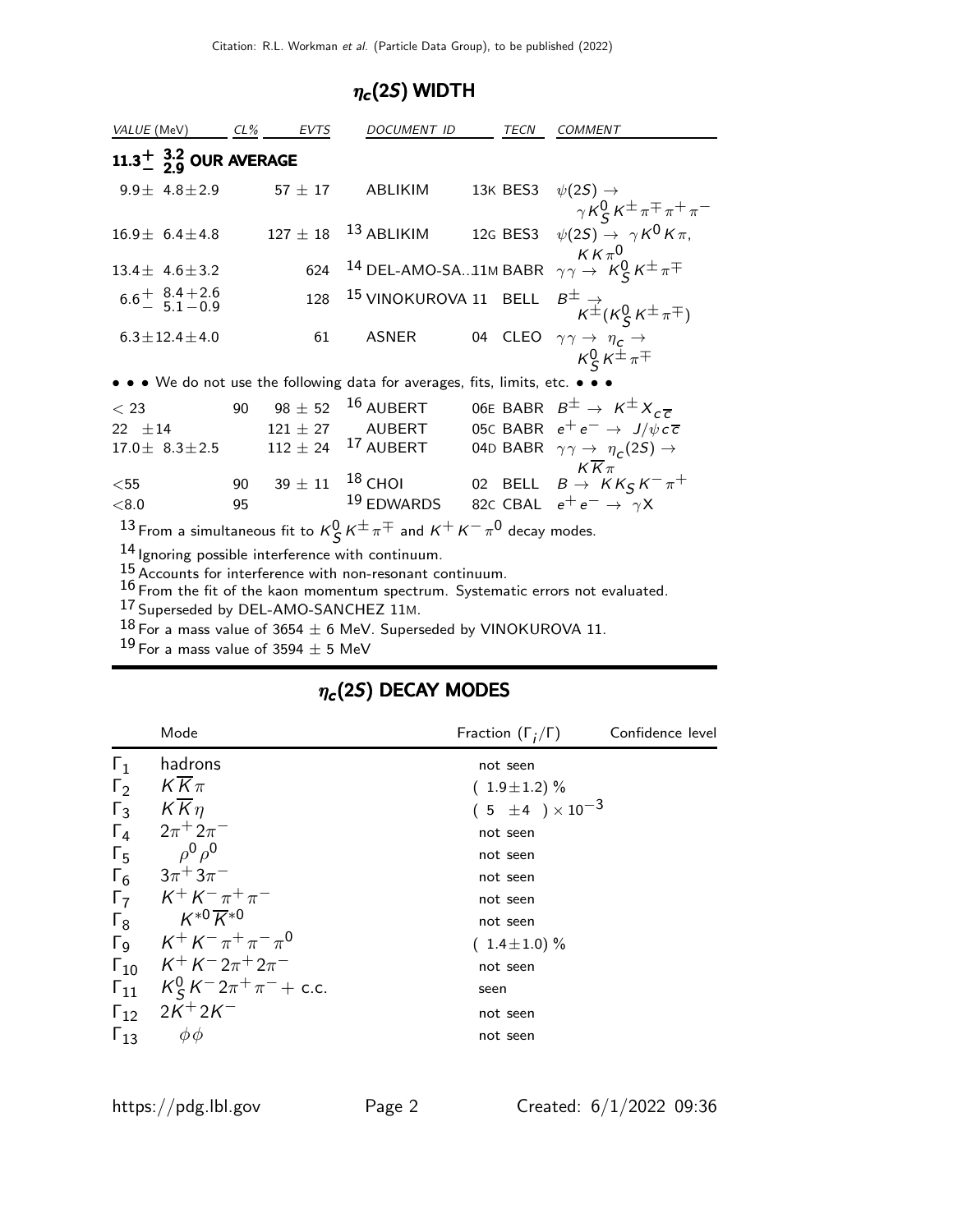## $\eta_c(2S)$ WIDTH

| VALUE (MeV) | CL% | EVTS | DOCUMENT ID | | TECN | COMMENT |
|---|---|---|---|---|---|---|
| **$11.3^{+\ 3.2}_{-\ 2.9}$ OUR AVERAGE** | | | | | | |
| $9.9\pm\ 4.8\pm2.9$ | | $57\pm17$ | ABLIKIM | 13K | BES3 | $\psi(2S)\to\gamma K^0_S K^\pm\pi^\mp\pi^+\pi^-$ |
| $16.9\pm\ 6.4\pm4.8$ | | $127\pm18$ | [13] ABLIKIM | 12G | BES3 | $\psi(2S)\to\gamma K^0 K\pi$, $KK\pi^0$ |
| $13.4\pm\ 4.6\pm3.2$ | | 624 | [14] DEL-AMO-SA... | 11M | BABR | $\gamma\gamma\to K^0_S K^\pm\pi^\mp$ |
| $6.6^{+\ 8.4+2.6}_{-\ 5.1-0.9}$ | | 128 | [15] VINOKUROVA | 11 | BELL | $B^\pm\to K^\pm(K^0_S K^\pm\pi^\mp)$ |
| $6.3\pm12.4\pm4.0$ | | 61 | ASNER | 04 | CLEO | $\gamma\gamma\to\eta_c\to K^0_S K^\pm\pi^\mp$ |
| • • • We do not use the following data for averages, fits, limits, etc. • • • | | | | | | |
| $<23$ | 90 | $98\pm52$ | [16] AUBERT | 06E | BABR | $B^\pm\to K^\pm X_{c\overline{c}}$ |
| $22\ \pm14$ | | $121\pm27$ | AUBERT | 05C | BABR | $e^+e^-\to J/\psi c\overline{c}$ |
| $17.0\pm\ 8.3\pm2.5$ | | $112\pm24$ | [17] AUBERT | 04D | BABR | $\gamma\gamma\to\eta_c(2S)\to K\overline{K}\pi$ |
| $<55$ | 90 | $39\pm11$ | [18] CHOI | 02 | BELL | $B\to KK_S K^-\pi^+$ |
| $<8.0$ | 95 | | [19] EDWARDS | 82C | CBAL | $e^+e^-\to\gamma X$ |

[13] From a simultaneous fit to $K^0_S K^\pm\pi^\mp$ and $K^+K^-\pi^0$ decay modes.
[14] Ignoring possible interference with continuum.
[15] Accounts for interference with non-resonant continuum.
[16] From the fit of the kaon momentum spectrum. Systematic errors not evaluated.
[17] Superseded by DEL-AMO-SANCHEZ 11M.
[18] For a mass value of $3654\pm6$ MeV. Superseded by VINOKUROVA 11.
[19] For a mass value of $3594\pm5$ MeV

## $\eta_c(2S)$ DECAY MODES

| | Mode | Fraction $(\Gamma_i/\Gamma)$ | Confidence level |
|---|---|---|---|
| $\Gamma_1$ | hadrons | not seen | |
| $\Gamma_2$ | $K\overline{K}\pi$ | $(1.9\pm1.2)$ % | |
| $\Gamma_3$ | $K\overline{K}\eta$ | $(5\ \pm4\ )\times10^{-3}$ | |
| $\Gamma_4$ | $2\pi^+2\pi^-$ | not seen | |
| $\Gamma_5$ | $\rho^0\rho^0$ | not seen | |
| $\Gamma_6$ | $3\pi^+3\pi^-$ | not seen | |
| $\Gamma_7$ | $K^+K^-\pi^+\pi^-$ | not seen | |
| $\Gamma_8$ | $K^{*0}\overline{K}^{*0}$ | not seen | |
| $\Gamma_9$ | $K^+K^-\pi^+\pi^-\pi^0$ | $(1.4\pm1.0)$ % | |
| $\Gamma_{10}$ | $K^+K^-2\pi^+2\pi^-$ | not seen | |
| $\Gamma_{11}$ | $K^0_S K^-2\pi^+\pi^-$ + c.c. | seen | |
| $\Gamma_{12}$ | $2K^+2K^-$ | not seen | |
| $\Gamma_{13}$ | $\phi\phi$ | not seen | |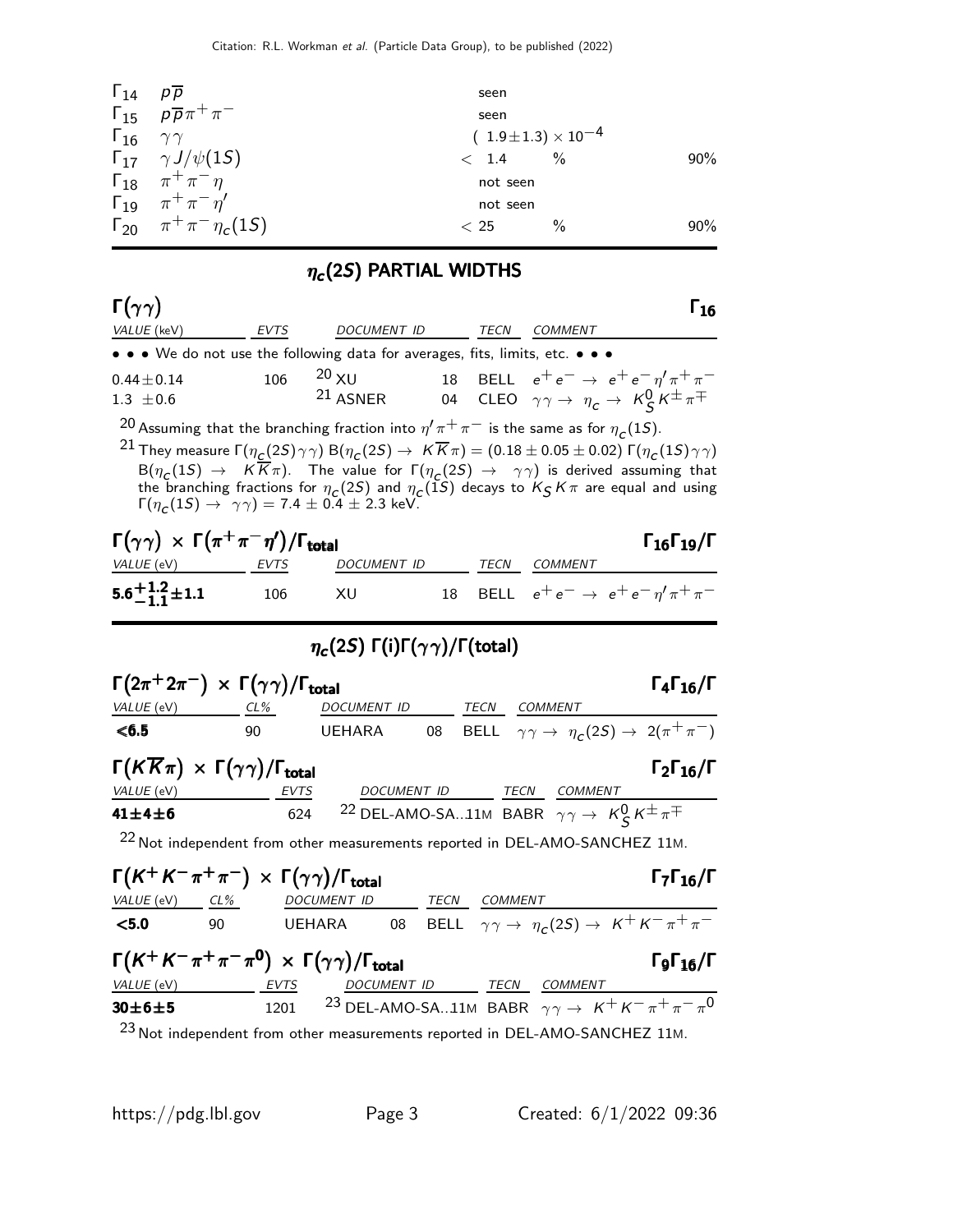| | | | | |
|---|---|---|---|---|
| $\Gamma_{14}$ | $p\overline{p}$ | seen | | |
| $\Gamma_{15}$ | $p\overline{p}\pi^+\pi^-$ | seen | | |
| $\Gamma_{16}$ | $\gamma\gamma$ | $(1.9\pm1.3)\times10^{-4}$ | | |
| $\Gamma_{17}$ | $\gamma J/\psi(1S)$ | $<$ 1.4 | % | 90% |
| $\Gamma_{18}$ | $\pi^+\pi^-\eta$ | not seen | | |
| $\Gamma_{19}$ | $\pi^+\pi^-\eta'$ | not seen | | |
| $\Gamma_{20}$ | $\pi^+\pi^-\eta_c(1S)$ | $<$ 25 | % | 90% |

## $\eta_c(2S)$ PARTIAL WIDTHS

### $\Gamma(\gamma\gamma)$ — $\Gamma_{16}$

| VALUE (keV) | EVTS | DOCUMENT ID | | TECN | COMMENT |
|---|---|---|---|---|---|
| • • • We do not use the following data for averages, fits, limits, etc. • • • | | | | | |
| $0.44\pm0.14$ | 106 | [20] XU | 18 | BELL | $e^+e^-\to e^+e^-\eta'\pi^+\pi^-$ |
| $1.3\ \pm0.6$ | | [21] ASNER | 04 | CLEO | $\gamma\gamma\to\eta_c\to K^0_S K^\pm\pi^\mp$ |

[20] Assuming that the branching fraction into $\eta'\pi^+\pi^-$ is the same as for $\eta_c(1S)$.

[21] They measure $\Gamma(\eta_c(2S)\gamma\gamma)\ B(\eta_c(2S)\to K\overline{K}\pi) = (0.18\pm0.05\pm0.02)\ \Gamma(\eta_c(1S)\gamma\gamma)\ B(\eta_c(1S)\to K\overline{K}\pi)$. The value for $\Gamma(\eta_c(2S)\to\gamma\gamma)$ is derived assuming that the branching fractions for $\eta_c(2S)$ and $\eta_c(1S)$ decays to $K_S K\pi$ are equal and using $\Gamma(\eta_c(1S)\to\gamma\gamma) = 7.4\pm0.4\pm2.3$ keV.

### $\Gamma(\gamma\gamma)\times\Gamma(\pi^+\pi^-\eta')/\Gamma_{\text{total}}$ — $\Gamma_{16}\Gamma_{19}/\Gamma$

| VALUE (eV) | EVTS | DOCUMENT ID | | TECN | COMMENT |
|---|---|---|---|---|---|
| **$5.6^{+1.2}_{-1.1}\pm1.1$** | 106 | XU | 18 | BELL | $e^+e^-\to e^+e^-\eta'\pi^+\pi^-$ |

## $\eta_c(2S)$ $\Gamma(i)\Gamma(\gamma\gamma)/\Gamma(\text{total})$

### $\Gamma(2\pi^+2\pi^-)\times\Gamma(\gamma\gamma)/\Gamma_{\text{total}}$ — $\Gamma_4\Gamma_{16}/\Gamma$

| VALUE (eV) | CL% | DOCUMENT ID | | TECN | COMMENT |
|---|---|---|---|---|---|
| **<6.5** | 90 | UEHARA | 08 | BELL | $\gamma\gamma\to\eta_c(2S)\to 2(\pi^+\pi^-)$ |

### $\Gamma(K\overline{K}\pi)\times\Gamma(\gamma\gamma)/\Gamma_{\text{total}}$ — $\Gamma_2\Gamma_{16}/\Gamma$

| VALUE (eV) | EVTS | DOCUMENT ID | TECN | COMMENT |
|---|---|---|---|---|
| **41±4±6** | 624 | [22] DEL-AMO-SA...11M | BABR | $\gamma\gamma\to K^0_S K^\pm\pi^\mp$ |

[22] Not independent from other measurements reported in DEL-AMO-SANCHEZ 11M.

### $\Gamma(K^+K^-\pi^+\pi^-)\times\Gamma(\gamma\gamma)/\Gamma_{\text{total}}$ — $\Gamma_7\Gamma_{16}/\Gamma$

| VALUE (eV) | CL% | DOCUMENT ID | | TECN | COMMENT |
|---|---|---|---|---|---|
| **<5.0** | 90 | UEHARA | 08 | BELL | $\gamma\gamma\to\eta_c(2S)\to K^+K^-\pi^+\pi^-$ |

### $\Gamma(K^+K^-\pi^+\pi^-\pi^0)\times\Gamma(\gamma\gamma)/\Gamma_{\text{total}}$ — $\Gamma_9\Gamma_{16}/\Gamma$

| VALUE (eV) | EVTS | DOCUMENT ID | TECN | COMMENT |
|---|---|---|---|---|
| **30±6±5** | 1201 | [23] DEL-AMO-SA...11M | BABR | $\gamma\gamma\to K^+K^-\pi^+\pi^-\pi^0$ |

[23] Not independent from other measurements reported in DEL-AMO-SANCHEZ 11M.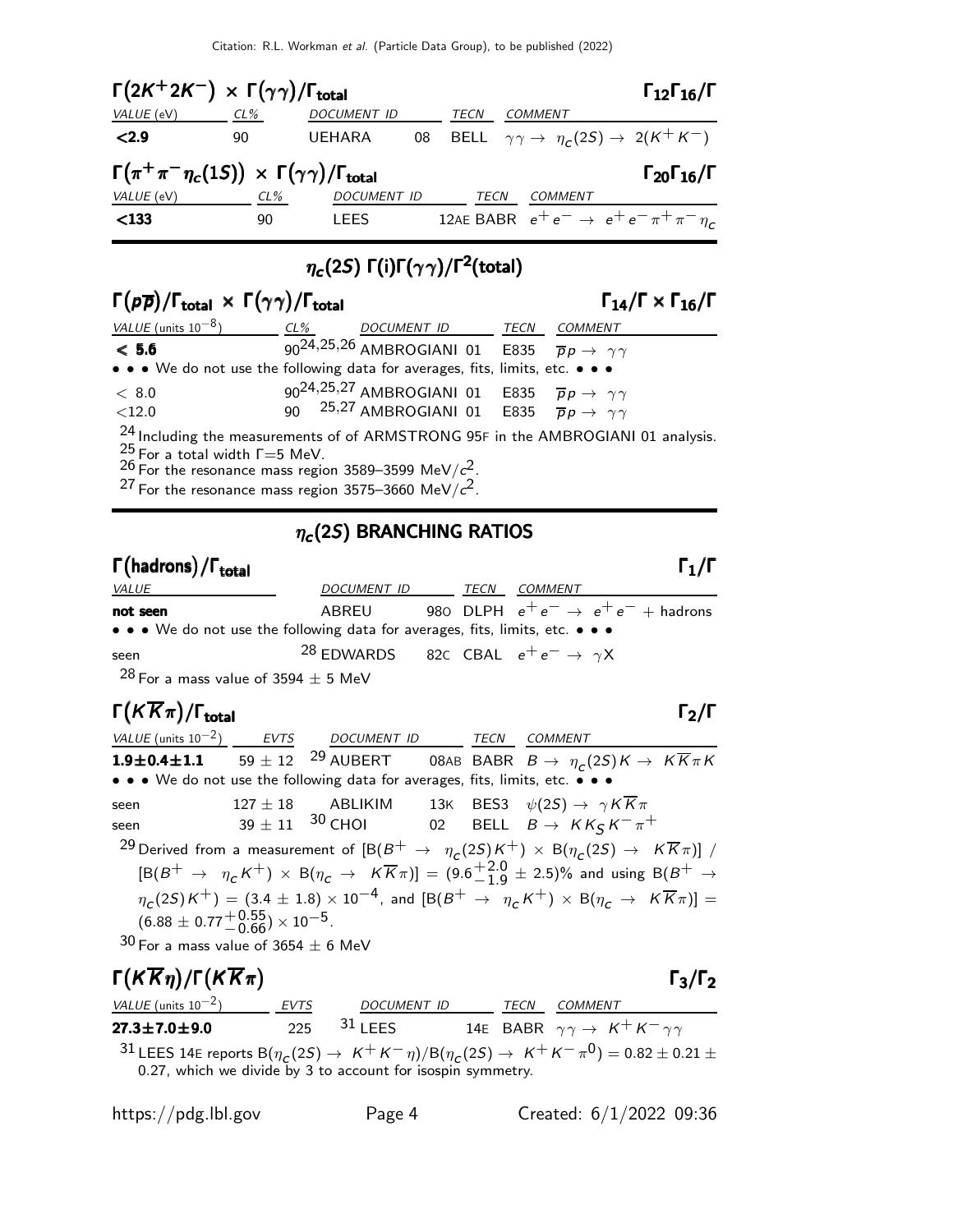### $\Gamma(2K^+2K^-) \times \Gamma(\gamma\gamma)/\Gamma_{\text{total}}$ — $\Gamma_{12}\Gamma_{16}/\Gamma$

| VALUE (eV) | CL% | DOCUMENT ID | | TECN | COMMENT |
|---|---|---|---|---|---|
| **<2.9** | 90 | UEHARA | 08 | BELL | $\gamma\gamma \to \eta_c(2S) \to 2(K^+K^-)$ |

### $\Gamma(\pi^+\pi^-\eta_c(1S)) \times \Gamma(\gamma\gamma)/\Gamma_{\text{total}}$ — $\Gamma_{20}\Gamma_{16}/\Gamma$

| VALUE (eV) | CL% | DOCUMENT ID | | TECN | COMMENT |
|---|---|---|---|---|---|
| **<133** | 90 | LEES | 12AE | BABR | $e^+e^- \to e^+e^-\pi^+\pi^-\eta_c$ |

## $\eta_c(2S)$ $\Gamma(i)\Gamma(\gamma\gamma)/\Gamma^2(\text{total})$

### $\Gamma(p\overline{p})/\Gamma_{\text{total}} \times \Gamma(\gamma\gamma)/\Gamma_{\text{total}}$ — $\Gamma_{14}/\Gamma \times \Gamma_{16}/\Gamma$

| VALUE (units $10^{-8}$) | CL% | DOCUMENT ID | | TECN | COMMENT |
|---|---|---|---|---|---|
| **≤ 5.6** | 90 | [24,25,26] AMBROGIANI | 01 | E835 | $\overline{p}p \to \gamma\gamma$ |
| • • • We do not use the following data for averages, fits, limits, etc. • • • | | | | | |
| < 8.0 | 90 | [24,25,27] AMBROGIANI | 01 | E835 | $\overline{p}p \to \gamma\gamma$ |
| <12.0 | 90 | [25,27] AMBROGIANI | 01 | E835 | $\overline{p}p \to \gamma\gamma$ |

[24] Including the measurements of of ARMSTRONG 95F in the AMBROGIANI 01 analysis.
[25] For a total width $\Gamma$=5 MeV.
[26] For the resonance mass region 3589–3599 MeV/$c^2$.
[27] For the resonance mass region 3575–3660 MeV/$c^2$.

## $\eta_c(2S)$ BRANCHING RATIOS

### $\Gamma(\text{hadrons})/\Gamma_{\text{total}}$ — $\Gamma_1/\Gamma$

| VALUE | DOCUMENT ID | | TECN | COMMENT |
|---|---|---|---|---|
| **not seen** | ABREU | 98O | DLPH | $e^+e^- \to e^+e^-$ + hadrons |
| • • • We do not use the following data for averages, fits, limits, etc. • • • | | | | |
| seen | [28] EDWARDS | 82C | CBAL | $e^+e^- \to \gamma X$ |

[28] For a mass value of 3594 ± 5 MeV

### $\Gamma(K\overline{K}\pi)/\Gamma_{\text{total}}$ — $\Gamma_2/\Gamma$

| VALUE (units $10^{-2}$) | EVTS | DOCUMENT ID | | TECN | COMMENT |
|---|---|---|---|---|---|
| **1.9±0.4±1.1** | 59 ± 12 | [29] AUBERT | 08AB | BABR | $B \to \eta_c(2S)K \to K\overline{K}\pi K$ |
| • • • We do not use the following data for averages, fits, limits, etc. • • • | | | | | |
| seen | 127 ± 18 | ABLIKIM | 13K | BES3 | $\psi(2S) \to \gamma K\overline{K}\pi$ |
| seen | 39 ± 11 | [30] CHOI | 02 | BELL | $B \to KK_SK^-\pi^+$ |

[29] Derived from a measurement of $[B(B^+ \to \eta_c(2S)K^+) \times B(\eta_c(2S) \to K\overline{K}\pi)]$ / $[B(B^+ \to \eta_c K^+) \times B(\eta_c \to K\overline{K}\pi)] = (9.6^{+2.0}_{-1.9} \pm 2.5)\%$ and using $B(B^+ \to \eta_c(2S)K^+) = (3.4 \pm 1.8) \times 10^{-4}$, and $[B(B^+ \to \eta_c K^+) \times B(\eta_c \to K\overline{K}\pi)] = (6.88 \pm 0.77^{+0.55}_{-0.66}) \times 10^{-5}$.
[30] For a mass value of 3654 ± 6 MeV

### $\Gamma(K\overline{K}\eta)/\Gamma(K\overline{K}\pi)$ — $\Gamma_3/\Gamma_2$

| VALUE (units $10^{-2}$) | EVTS | DOCUMENT ID | | TECN | COMMENT |
|---|---|---|---|---|---|
| **27.3±7.0±9.0** | 225 | [31] LEES | 14E | BABR | $\gamma\gamma \to K^+K^-\gamma\gamma$ |

[31] LEES 14E reports $B(\eta_c(2S) \to K^+K^-\eta)/B(\eta_c(2S) \to K^+K^-\pi^0) = 0.82 \pm 0.21 \pm 0.27$, which we divide by 3 to account for isospin symmetry.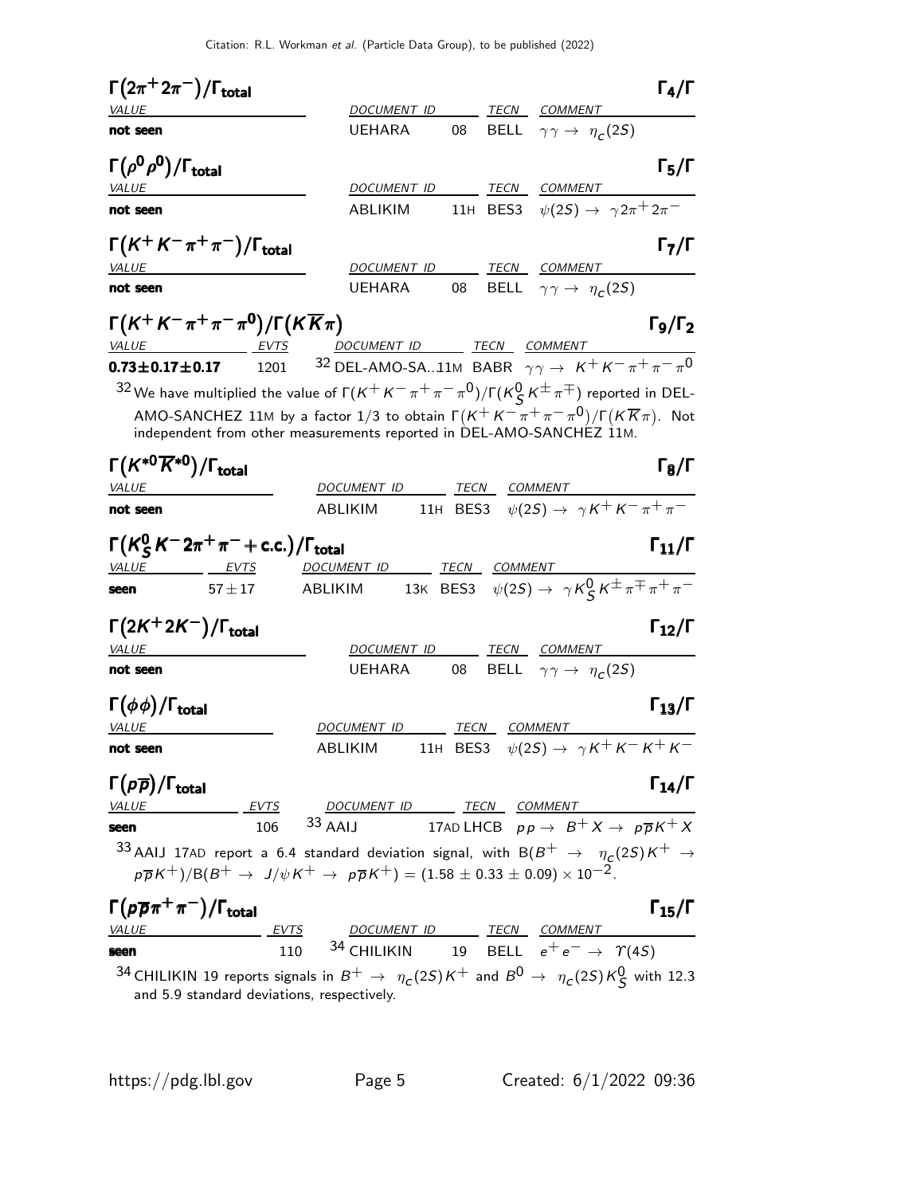### $\Gamma(2\pi^+2\pi^-)/\Gamma_{\text{total}}$ — $\Gamma_4/\Gamma$

| VALUE | DOCUMENT ID | | TECN | COMMENT |
|---|---|---|---|---|
| **not seen** | UEHARA | 08 | BELL | $\gamma\gamma \to \eta_c(2S)$ |

### $\Gamma(\rho^0\rho^0)/\Gamma_{\text{total}}$ — $\Gamma_5/\Gamma$

| VALUE | DOCUMENT ID | | TECN | COMMENT |
|---|---|---|---|---|
| **not seen** | ABLIKIM | 11H | BES3 | $\psi(2S) \to \gamma 2\pi^+2\pi^-$ |

### $\Gamma(K^+K^-\pi^+\pi^-)/\Gamma_{\text{total}}$ — $\Gamma_7/\Gamma$

| VALUE | DOCUMENT ID | | TECN | COMMENT |
|---|---|---|---|---|
| **not seen** | UEHARA | 08 | BELL | $\gamma\gamma \to \eta_c(2S)$ |

### $\Gamma(K^+K^-\pi^+\pi^-\pi^0)/\Gamma(K\overline{K}\pi)$ — $\Gamma_9/\Gamma_2$

| VALUE | EVTS | DOCUMENT ID | | TECN | COMMENT |
|---|---|---|---|---|---|
| **0.73±0.17±0.17** | 1201 | [32] DEL-AMO-SA...11M | | BABR | $\gamma\gamma \to K^+K^-\pi^+\pi^-\pi^0$ |

[32] We have multiplied the value of $\Gamma(K^+K^-\pi^+\pi^-\pi^0)/\Gamma(K^0_S K^\pm\pi^\mp)$ reported in DEL-AMO-SANCHEZ 11M by a factor 1/3 to obtain $\Gamma(K^+K^-\pi^+\pi^-\pi^0)/\Gamma(K\overline{K}\pi)$. Not independent from other measurements reported in DEL-AMO-SANCHEZ 11M.

### $\Gamma(K^{*0}\overline{K}^{*0})/\Gamma_{\text{total}}$ — $\Gamma_8/\Gamma$

| VALUE | DOCUMENT ID | | TECN | COMMENT |
|---|---|---|---|---|
| **not seen** | ABLIKIM | 11H | BES3 | $\psi(2S) \to \gamma K^+K^-\pi^+\pi^-$ |

### $\Gamma(K^0_S K^-2\pi^+\pi^- + \text{c.c.})/\Gamma_{\text{total}}$ — $\Gamma_{11}/\Gamma$

| VALUE | EVTS | DOCUMENT ID | | TECN | COMMENT |
|---|---|---|---|---|---|
| **seen** | $57 \pm 17$ | ABLIKIM | 13K | BES3 | $\psi(2S) \to \gamma K^0_S K^\pm\pi^\mp\pi^+\pi^-$ |

### $\Gamma(2K^+2K^-)/\Gamma_{\text{total}}$ — $\Gamma_{12}/\Gamma$

| VALUE | DOCUMENT ID | | TECN | COMMENT |
|---|---|---|---|---|
| **not seen** | UEHARA | 08 | BELL | $\gamma\gamma \to \eta_c(2S)$ |

### $\Gamma(\phi\phi)/\Gamma_{\text{total}}$ — $\Gamma_{13}/\Gamma$

| VALUE | DOCUMENT ID | | TECN | COMMENT |
|---|---|---|---|---|
| **not seen** | ABLIKIM | 11H | BES3 | $\psi(2S) \to \gamma K^+K^-K^+K^-$ |

### $\Gamma(p\overline{p})/\Gamma_{\text{total}}$ — $\Gamma_{14}/\Gamma$

| VALUE | EVTS | DOCUMENT ID | | TECN | COMMENT |
|---|---|---|---|---|---|
| **seen** | 106 | [33] AAIJ | 17AD | LHCB | $pp \to B^+X \to p\overline{p}K^+X$ |

[33] AAIJ 17AD report a 6.4 standard deviation signal, with $B(B^+ \to \eta_c(2S)K^+ \to p\overline{p}K^+)/B(B^+ \to J/\psi K^+ \to p\overline{p}K^+) = (1.58 \pm 0.33 \pm 0.09) \times 10^{-2}$.

### $\Gamma(p\overline{p}\pi^+\pi^-)/\Gamma_{\text{total}}$ — $\Gamma_{15}/\Gamma$

| VALUE | EVTS | DOCUMENT ID | | TECN | COMMENT |
|---|---|---|---|---|---|
| **seen** | 110 | [34] CHILIKIN | 19 | BELL | $e^+e^- \to \Upsilon(4S)$ |

[34] CHILIKIN 19 reports signals in $B^+ \to \eta_c(2S)K^+$ and $B^0 \to \eta_c(2S)K^0_S$ with 12.3 and 5.9 standard deviations, respectively.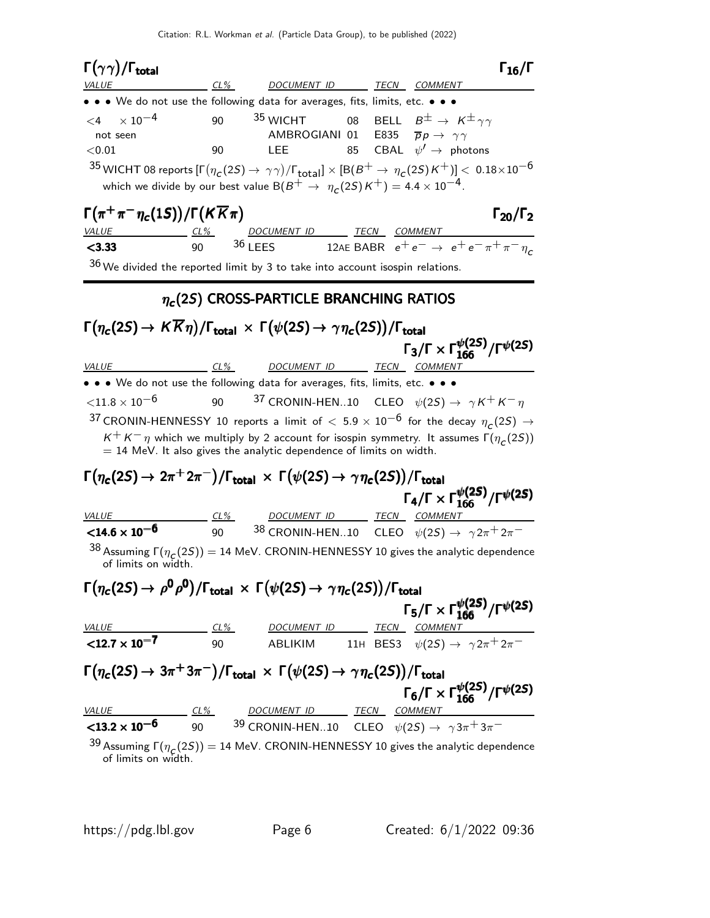### $\Gamma(\gamma\gamma)/\Gamma_{\text{total}}$ $\Gamma_{16}/\Gamma$

| VALUE | CL% | DOCUMENT ID | | TECN | COMMENT |
|---|---|---|---|---|---|
| • • • We do not use the following data for averages, fits, limits, etc. • • • | | | | | |
| $<4 \times 10^{-4}$ | 90 | [35] WICHT | 08 | BELL | $B^{\pm} \to K^{\pm}\gamma\gamma$ |
| not seen | | AMBROGIANI | 01 | E835 | $\overline{p}p \to \gamma\gamma$ |
| $<0.01$ | 90 | LEE | 85 | CBAL | $\psi' \to$ photons |

[35] WICHT 08 reports $[\Gamma(\eta_c(2S) \to \gamma\gamma)/\Gamma_{\text{total}}] \times [B(B^+ \to \eta_c(2S)K^+)] < 0.18 \times 10^{-6}$ which we divide by our best value $B(B^+ \to \eta_c(2S)K^+) = 4.4 \times 10^{-4}$.

### $\Gamma(\pi^+\pi^-\eta_c(1S))/\Gamma(K\overline{K}\pi)$ $\Gamma_{20}/\Gamma_2$

| VALUE | CL% | DOCUMENT ID | | TECN | COMMENT |
|---|---|---|---|---|---|
| **<3.33** | 90 | [36] LEES | 12AE | BABR | $e^+e^- \to e^+e^-\pi^+\pi^-\eta_c$ |

[36] We divided the reported limit by 3 to take into account isospin relations.

## $\eta_c(2S)$ CROSS-PARTICLE BRANCHING RATIOS

### $\Gamma(\eta_c(2S) \to K\overline{K}\eta)/\Gamma_{\text{total}} \times \Gamma(\psi(2S) \to \gamma\eta_c(2S))/\Gamma_{\text{total}}$ $\Gamma_3/\Gamma \times \Gamma_{166}^{\psi(2S)}/\Gamma^{\psi(2S)}$

| VALUE | CL% | DOCUMENT ID | TECN | COMMENT |
|---|---|---|---|---|
| • • • We do not use the following data for averages, fits, limits, etc. • • • | | | | |
| $<11.8 \times 10^{-6}$ | 90 | [37] CRONIN-HEN..10 | CLEO | $\psi(2S) \to \gamma K^+K^-\eta$ |

[37] CRONIN-HENNESSY 10 reports a limit of $< 5.9 \times 10^{-6}$ for the decay $\eta_c(2S) \to K^+K^-\eta$ which we multiply by 2 account for isospin symmetry. It assumes $\Gamma(\eta_c(2S)) = 14$ MeV. It also gives the analytic dependence of limits on width.

### $\Gamma(\eta_c(2S) \to 2\pi^+2\pi^-)/\Gamma_{\text{total}} \times \Gamma(\psi(2S) \to \gamma\eta_c(2S))/\Gamma_{\text{total}}$ $\Gamma_4/\Gamma \times \Gamma_{166}^{\psi(2S)}/\Gamma^{\psi(2S)}$

| VALUE | CL% | DOCUMENT ID | TECN | COMMENT |
|---|---|---|---|---|
| **$<14.6 \times 10^{-6}$** | 90 | [38] CRONIN-HEN..10 | CLEO | $\psi(2S) \to \gamma 2\pi^+2\pi^-$ |

[38] Assuming $\Gamma(\eta_c(2S)) = 14$ MeV. CRONIN-HENNESSY 10 gives the analytic dependence of limits on width.

### $\Gamma(\eta_c(2S) \to \rho^0\rho^0)/\Gamma_{\text{total}} \times \Gamma(\psi(2S) \to \gamma\eta_c(2S))/\Gamma_{\text{total}}$ $\Gamma_5/\Gamma \times \Gamma_{166}^{\psi(2S)}/\Gamma^{\psi(2S)}$

| VALUE | CL% | DOCUMENT ID | | TECN | COMMENT |
|---|---|---|---|---|---|
| **$<12.7 \times 10^{-7}$** | 90 | ABLIKIM | 11H | BES3 | $\psi(2S) \to \gamma 2\pi^+2\pi^-$ |

### $\Gamma(\eta_c(2S) \to 3\pi^+3\pi^-)/\Gamma_{\text{total}} \times \Gamma(\psi(2S) \to \gamma\eta_c(2S))/\Gamma_{\text{total}}$ $\Gamma_6/\Gamma \times \Gamma_{166}^{\psi(2S)}/\Gamma^{\psi(2S)}$

| VALUE | CL% | DOCUMENT ID | TECN | COMMENT |
|---|---|---|---|---|
| **$<13.2 \times 10^{-6}$** | 90 | [39] CRONIN-HEN..10 | CLEO | $\psi(2S) \to \gamma 3\pi^+3\pi^-$ |

[39] Assuming $\Gamma(\eta_c(2S)) = 14$ MeV. CRONIN-HENNESSY 10 gives the analytic dependence of limits on width.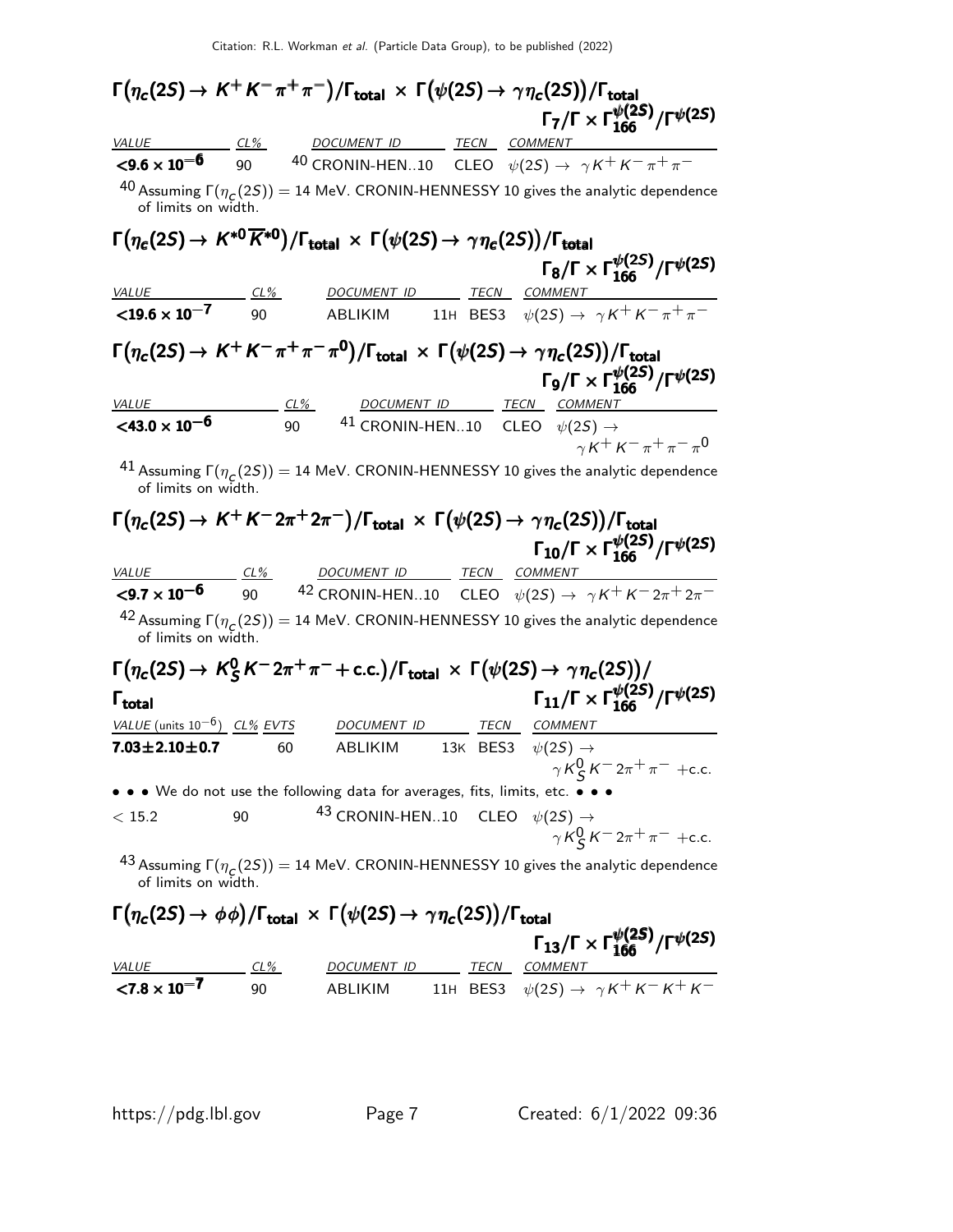### $\Gamma(\eta_c(2S) \to K^+ K^- \pi^+ \pi^-)/\Gamma_{\text{total}} \times \Gamma(\psi(2S) \to \gamma \eta_c(2S))/\Gamma_{\text{total}}$ $\Gamma_7/\Gamma \times \Gamma_{166}^{\psi(2S)}/\Gamma^{\psi(2S)}$

| VALUE | CL% | DOCUMENT ID | TECN | COMMENT |
|---|---|---|---|---|
| **<9.6 × 10$^{-6}$** | 90 | [40] CRONIN-HEN..10 | CLEO | $\psi(2S) \to \gamma K^+ K^- \pi^+ \pi^-$ |

[40] Assuming $\Gamma(\eta_c(2S))$ = 14 MeV. CRONIN-HENNESSY 10 gives the analytic dependence of limits on width.

### $\Gamma(\eta_c(2S) \to K^{*0} \overline{K}^{*0})/\Gamma_{\text{total}} \times \Gamma(\psi(2S) \to \gamma \eta_c(2S))/\Gamma_{\text{total}}$ $\Gamma_8/\Gamma \times \Gamma_{166}^{\psi(2S)}/\Gamma^{\psi(2S)}$

| VALUE | CL% | DOCUMENT ID | TECN | COMMENT |
|---|---|---|---|---|
| **<19.6 × 10$^{-7}$** | 90 | ABLIKIM 11H | BES3 | $\psi(2S) \to \gamma K^+ K^- \pi^+ \pi^-$ |

### $\Gamma(\eta_c(2S) \to K^+ K^- \pi^+ \pi^- \pi^0)/\Gamma_{\text{total}} \times \Gamma(\psi(2S) \to \gamma \eta_c(2S))/\Gamma_{\text{total}}$ $\Gamma_9/\Gamma \times \Gamma_{166}^{\psi(2S)}/\Gamma^{\psi(2S)}$

| VALUE | CL% | DOCUMENT ID | TECN | COMMENT |
|---|---|---|---|---|
| **<43.0 × 10$^{-6}$** | 90 | [41] CRONIN-HEN..10 | CLEO | $\psi(2S) \to \gamma K^+ K^- \pi^+ \pi^- \pi^0$ |

[41] Assuming $\Gamma(\eta_c(2S))$ = 14 MeV. CRONIN-HENNESSY 10 gives the analytic dependence of limits on width.

### $\Gamma(\eta_c(2S) \to K^+ K^- 2\pi^+ 2\pi^-)/\Gamma_{\text{total}} \times \Gamma(\psi(2S) \to \gamma \eta_c(2S))/\Gamma_{\text{total}}$ $\Gamma_{10}/\Gamma \times \Gamma_{166}^{\psi(2S)}/\Gamma^{\psi(2S)}$

| VALUE | CL% | DOCUMENT ID | TECN | COMMENT |
|---|---|---|---|---|
| **<9.7 × 10$^{-6}$** | 90 | [42] CRONIN-HEN..10 | CLEO | $\psi(2S) \to \gamma K^+ K^- 2\pi^+ 2\pi^-$ |

[42] Assuming $\Gamma(\eta_c(2S))$ = 14 MeV. CRONIN-HENNESSY 10 gives the analytic dependence of limits on width.

### $\Gamma(\eta_c(2S) \to K_S^0 K^- 2\pi^+ \pi^- + \text{c.c.})/\Gamma_{\text{total}} \times \Gamma(\psi(2S) \to \gamma \eta_c(2S))/\Gamma_{\text{total}}$ $\Gamma_{11}/\Gamma \times \Gamma_{166}^{\psi(2S)}/\Gamma^{\psi(2S)}$

| VALUE (units $10^{-6}$) | CL% | EVTS | DOCUMENT ID | TECN | COMMENT |
|---|---|---|---|---|---|
| **7.03±2.10±0.7** | | 60 | ABLIKIM 13K | BES3 | $\psi(2S) \to \gamma K_S^0 K^- 2\pi^+ \pi^-$ +c.c. |
| • • • We do not use the following data for averages, fits, limits, etc. • • • | | | | | |
| < 15.2 | 90 | | [43] CRONIN-HEN..10 | CLEO | $\psi(2S) \to \gamma K_S^0 K^- 2\pi^+ \pi^-$ +c.c. |

[43] Assuming $\Gamma(\eta_c(2S))$ = 14 MeV. CRONIN-HENNESSY 10 gives the analytic dependence of limits on width.

### $\Gamma(\eta_c(2S) \to \phi\phi)/\Gamma_{\text{total}} \times \Gamma(\psi(2S) \to \gamma \eta_c(2S))/\Gamma_{\text{total}}$ $\Gamma_{13}/\Gamma \times \Gamma_{166}^{\psi(2S)}/\Gamma^{\psi(2S)}$

| VALUE | CL% | DOCUMENT ID | TECN | COMMENT |
|---|---|---|---|---|
| **<7.8 × 10$^{-7}$** | 90 | ABLIKIM 11H | BES3 | $\psi(2S) \to \gamma K^+ K^- K^+ K^-$ |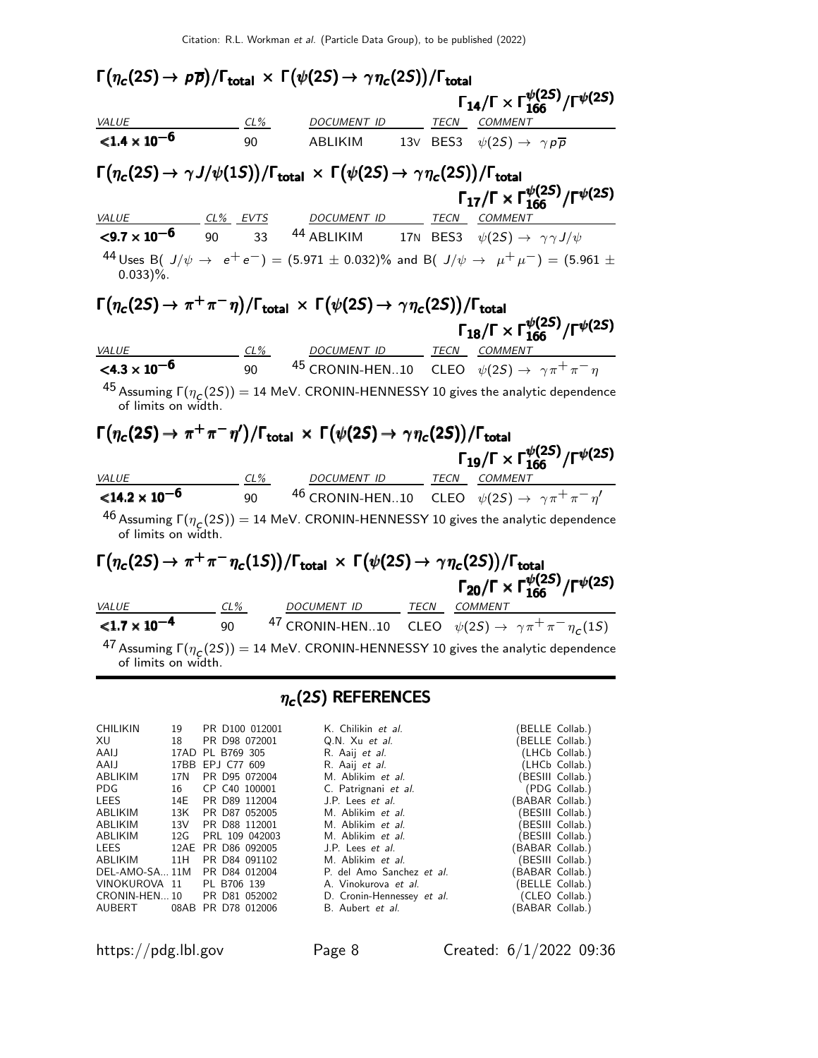### $\Gamma(\eta_c(2S) \to p\overline{p})/\Gamma_{\text{total}} \times \Gamma(\psi(2S) \to \gamma\eta_c(2S))/\Gamma_{\text{total}}$

$\Gamma_{14}/\Gamma \times \Gamma_{166}^{\psi(2S)}/\Gamma^{\psi(2S)}$

| VALUE | CL% | DOCUMENT ID | | TECN | COMMENT |
|---|---|---|---|---|---|
| **<1.4 × 10$^{-6}$** | 90 | ABLIKIM | 13V | BES3 | $\psi(2S) \to \gamma p\overline{p}$ |

### $\Gamma(\eta_c(2S) \to \gamma J/\psi(1S))/\Gamma_{\text{total}} \times \Gamma(\psi(2S) \to \gamma\eta_c(2S))/\Gamma_{\text{total}}$

$\Gamma_{17}/\Gamma \times \Gamma_{166}^{\psi(2S)}/\Gamma^{\psi(2S)}$

| VALUE | CL% | EVTS | DOCUMENT ID | | TECN | COMMENT |
|---|---|---|---|---|---|---|
| **<9.7 × 10$^{-6}$** | 90 | 33 | [44] ABLIKIM | 17N | BES3 | $\psi(2S) \to \gamma\gamma J/\psi$ |

[44] Uses B( $J/\psi \to e^+e^-$) = (5.971 ± 0.032)% and B( $J/\psi \to \mu^+\mu^-$) = (5.961 ± 0.033)%.

### $\Gamma(\eta_c(2S) \to \pi^+\pi^-\eta)/\Gamma_{\text{total}} \times \Gamma(\psi(2S) \to \gamma\eta_c(2S))/\Gamma_{\text{total}}$

$\Gamma_{18}/\Gamma \times \Gamma_{166}^{\psi(2S)}/\Gamma^{\psi(2S)}$

| VALUE | CL% | DOCUMENT ID | TECN | COMMENT |
|---|---|---|---|---|
| **<4.3 × 10$^{-6}$** | 90 | [45] CRONIN-HEN..10 | CLEO | $\psi(2S) \to \gamma\pi^+\pi^-\eta$ |

[45] Assuming $\Gamma(\eta_c(2S))$ = 14 MeV. CRONIN-HENNESSY 10 gives the analytic dependence of limits on width.

### $\Gamma(\eta_c(2S) \to \pi^+\pi^-\eta')/\Gamma_{\text{total}} \times \Gamma(\psi(2S) \to \gamma\eta_c(2S))/\Gamma_{\text{total}}$

$\Gamma_{19}/\Gamma \times \Gamma_{166}^{\psi(2S)}/\Gamma^{\psi(2S)}$

| VALUE | CL% | DOCUMENT ID | TECN | COMMENT |
|---|---|---|---|---|
| **<14.2 × 10$^{-6}$** | 90 | [46] CRONIN-HEN..10 | CLEO | $\psi(2S) \to \gamma\pi^+\pi^-\eta'$ |

[46] Assuming $\Gamma(\eta_c(2S))$ = 14 MeV. CRONIN-HENNESSY 10 gives the analytic dependence of limits on width.

### $\Gamma(\eta_c(2S) \to \pi^+\pi^-\eta_c(1S))/\Gamma_{\text{total}} \times \Gamma(\psi(2S) \to \gamma\eta_c(2S))/\Gamma_{\text{total}}$

$\Gamma_{20}/\Gamma \times \Gamma_{166}^{\psi(2S)}/\Gamma^{\psi(2S)}$

| VALUE | CL% | DOCUMENT ID | TECN | COMMENT |
|---|---|---|---|---|
| **<1.7 × 10$^{-4}$** | 90 | [47] CRONIN-HEN..10 | CLEO | $\psi(2S) \to \gamma\pi^+\pi^-\eta_c(1S)$ |

[47] Assuming $\Gamma(\eta_c(2S))$ = 14 MeV. CRONIN-HENNESSY 10 gives the analytic dependence of limits on width.

## $\eta_c(2S)$ REFERENCES

| | | | | |
|---|---|---|---|---|
| CHILIKIN | 19 | PR D100 012001 | K. Chilikin *et al.* | (BELLE Collab.) |
| XU | 18 | PR D98 072001 | Q.N. Xu *et al.* | (BELLE Collab.) |
| AAIJ | 17AD | PL B769 305 | R. Aaij *et al.* | (LHCb Collab.) |
| AAIJ | 17BB | EPJ C77 609 | R. Aaij *et al.* | (LHCb Collab.) |
| ABLIKIM | 17N | PR D95 072004 | M. Ablikim *et al.* | (BESIII Collab.) |
| PDG | 16 | CP C40 100001 | C. Patrignani *et al.* | (PDG Collab.) |
| LEES | 14E | PR D89 112004 | J.P. Lees *et al.* | (BABAR Collab.) |
| ABLIKIM | 13K | PR D87 052005 | M. Ablikim *et al.* | (BESIII Collab.) |
| ABLIKIM | 13V | PR D88 112001 | M. Ablikim *et al.* | (BESIII Collab.) |
| ABLIKIM | 12G | PRL 109 042003 | M. Ablikim *et al.* | (BESIII Collab.) |
| LEES | 12AE | PR D86 092005 | J.P. Lees *et al.* | (BABAR Collab.) |
| ABLIKIM | 11H | PR D84 091102 | M. Ablikim *et al.* | (BESIII Collab.) |
| DEL-AMO-SA... | 11M | PR D84 012004 | P. del Amo Sanchez *et al.* | (BABAR Collab.) |
| VINOKUROVA | 11 | PL B706 139 | A. Vinokurova *et al.* | (BELLE Collab.) |
| CRONIN-HEN... | 10 | PR D81 052002 | D. Cronin-Hennessy *et al.* | (CLEO Collab.) |
| AUBERT | 08AB | PR D78 012006 | B. Aubert *et al.* | (BABAR Collab.) |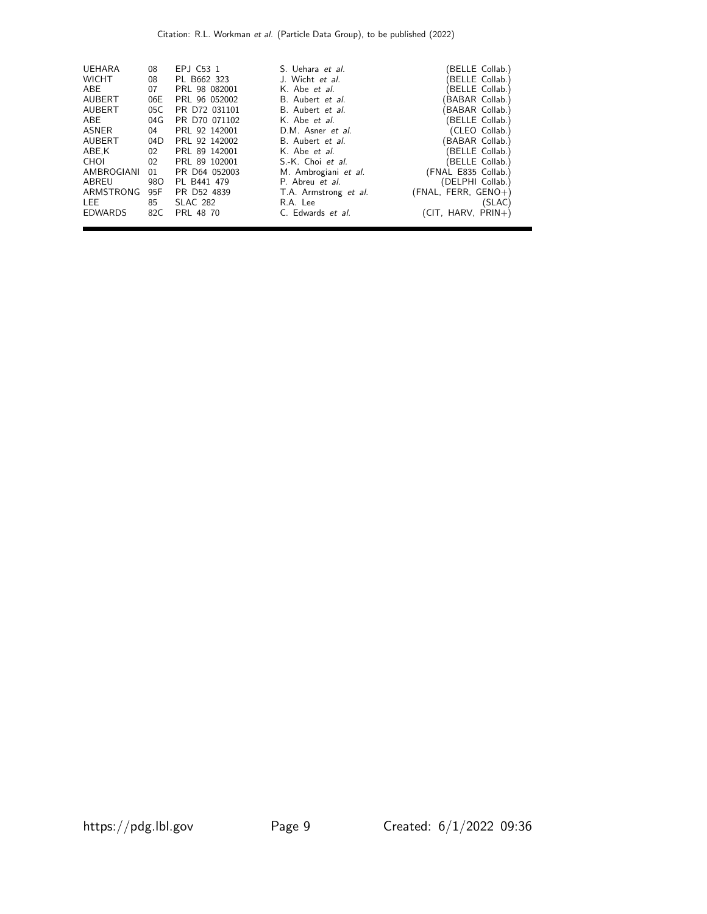| | | | | |
|---|---|---|---|---|
| UEHARA | 08 | EPJ C53 1 | S. Uehara *et al.* | (BELLE Collab.) |
| WICHT | 08 | PL B662 323 | J. Wicht *et al.* | (BELLE Collab.) |
| ABE | 07 | PRL 98 082001 | K. Abe *et al.* | (BELLE Collab.) |
| AUBERT | 06E | PRL 96 052002 | B. Aubert *et al.* | (BABAR Collab.) |
| AUBERT | 05C | PR D72 031101 | B. Aubert *et al.* | (BABAR Collab.) |
| ABE | 04G | PR D70 071102 | K. Abe *et al.* | (BELLE Collab.) |
| ASNER | 04 | PRL 92 142001 | D.M. Asner *et al.* | (CLEO Collab.) |
| AUBERT | 04D | PRL 92 142002 | B. Aubert *et al.* | (BABAR Collab.) |
| ABE,K | 02 | PRL 89 142001 | K. Abe *et al.* | (BELLE Collab.) |
| CHOI | 02 | PRL 89 102001 | S.-K. Choi *et al.* | (BELLE Collab.) |
| AMBROGIANI | 01 | PR D64 052003 | M. Ambrogiani *et al.* | (FNAL E835 Collab.) |
| ABREU | 98O | PL B441 479 | P. Abreu *et al.* | (DELPHI Collab.) |
| ARMSTRONG | 95F | PR D52 4839 | T.A. Armstrong *et al.* | (FNAL, FERR, GENO+) |
| LEE | 85 | SLAC 282 | R.A. Lee | (SLAC) |
| EDWARDS | 82C | PRL 48 70 | C. Edwards *et al.* | (CIT, HARV, PRIN+) |